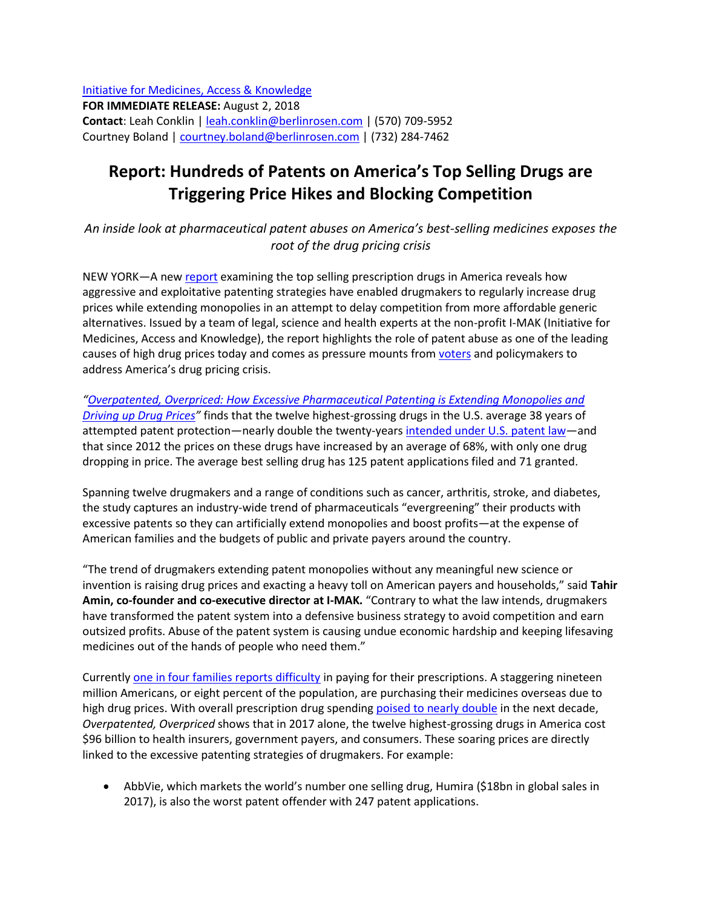[Initiative for Medicines, Access & Knowledge](#)

**FOR IMMEDIATE RELEASE:** August 2, 2018

**Contact**: Leah Conklin | leah.conklin@berlinrosen.com | (570) 709-5952

Courtney Boland | courtney.boland@berlinrosen.com | (732) 284-7462

# Report: Hundreds of Patents on America's Top Selling Drugs are Triggering Price Hikes and Blocking Competition

*An inside look at pharmaceutical patent abuses on America's best-selling medicines exposes the root of the drug pricing crisis*

NEW YORK—A new report examining the top selling prescription drugs in America reveals how aggressive and exploitative patenting strategies have enabled drugmakers to regularly increase drug prices while extending monopolies in an attempt to delay competition from more affordable generic alternatives. Issued by a team of legal, science and health experts at the non-profit I-MAK (Initiative for Medicines, Access and Knowledge), the report highlights the role of patent abuse as one of the leading causes of high drug prices today and comes as pressure mounts from voters and policymakers to address America's drug pricing crisis.

"*Overpatented, Overpriced: How Excessive Pharmaceutical Patenting is Extending Monopolies and Driving up Drug Prices*" finds that the twelve highest-grossing drugs in the U.S. average 38 years of attempted patent protection—nearly double the twenty-years intended under U.S. patent law—and that since 2012 the prices on these drugs have increased by an average of 68%, with only one drug dropping in price. The average best selling drug has 125 patent applications filed and 71 granted.

Spanning twelve drugmakers and a range of conditions such as cancer, arthritis, stroke, and diabetes, the study captures an industry-wide trend of pharmaceuticals "evergreening" their products with excessive patents so they can artificially extend monopolies and boost profits—at the expense of American families and the budgets of public and private payers around the country.

"The trend of drugmakers extending patent monopolies without any meaningful new science or invention is raising drug prices and exacting a heavy toll on American payers and households," said **Tahir Amin, co-founder and co-executive director at I-MAK.** "Contrary to what the law intends, drugmakers have transformed the patent system into a defensive business strategy to avoid competition and earn outsized profits. Abuse of the patent system is causing undue economic hardship and keeping lifesaving medicines out of the hands of people who need them."

Currently one in four families reports difficulty in paying for their prescriptions. A staggering nineteen million Americans, or eight percent of the population, are purchasing their medicines overseas due to high drug prices. With overall prescription drug spending poised to nearly double in the next decade, *Overpatented, Overpriced* shows that in 2017 alone, the twelve highest-grossing drugs in America cost $96 billion to health insurers, government payers, and consumers. These soaring prices are directly linked to the excessive patenting strategies of drugmakers. For example:

- AbbVie, which markets the world's number one selling drug, Humira ($18bn in global sales in 2017), is also the worst patent offender with 247 patent applications.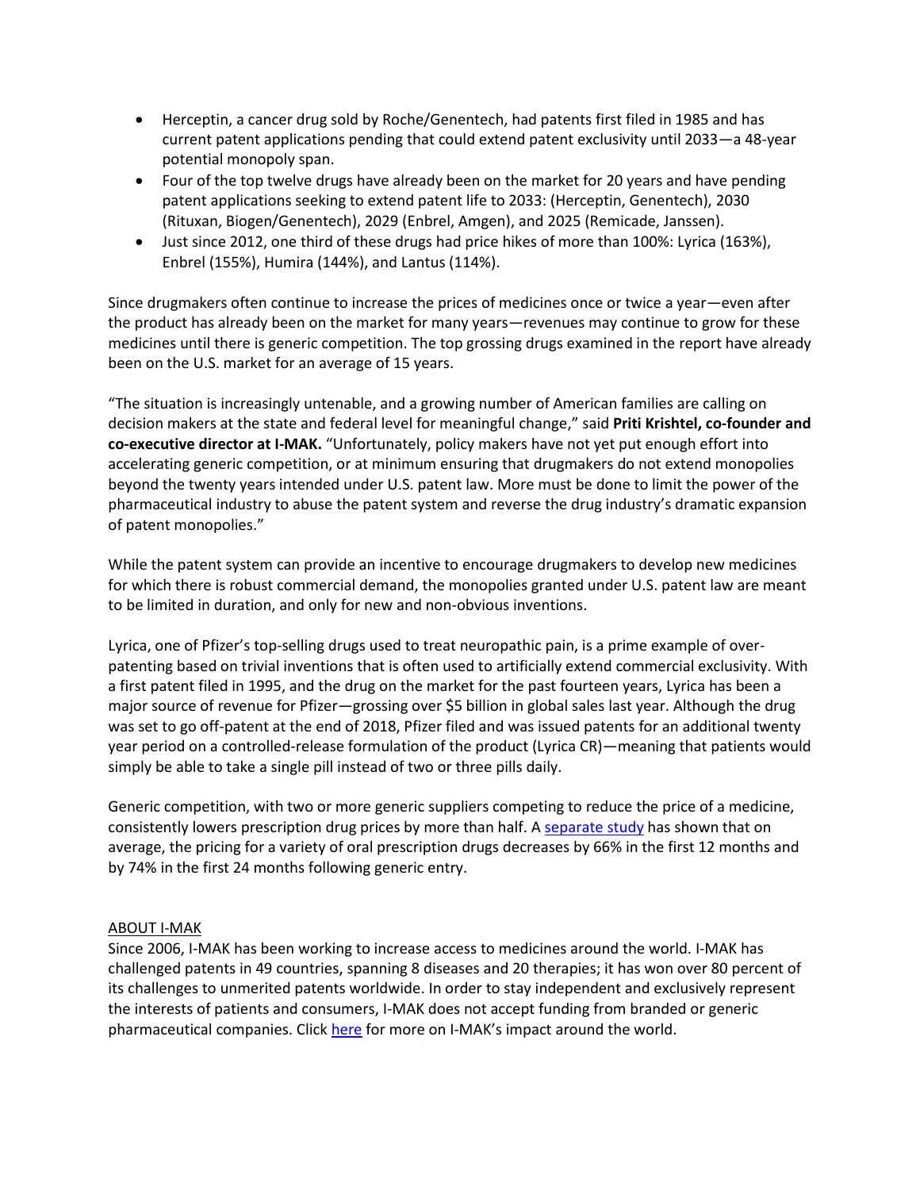- Herceptin, a cancer drug sold by Roche/Genentech, had patents first filed in 1985 and has current patent applications pending that could extend patent exclusivity until 2033—a 48-year potential monopoly span.
- Four of the top twelve drugs have already been on the market for 20 years and have pending patent applications seeking to extend patent life to 2033: (Herceptin, Genentech), 2030 (Rituxan, Biogen/Genentech), 2029 (Enbrel, Amgen), and 2025 (Remicade, Janssen).
- Just since 2012, one third of these drugs had price hikes of more than 100%: Lyrica (163%), Enbrel (155%), Humira (144%), and Lantus (114%).

Since drugmakers often continue to increase the prices of medicines once or twice a year—even after the product has already been on the market for many years—revenues may continue to grow for these medicines until there is generic competition. The top grossing drugs examined in the report have already been on the U.S. market for an average of 15 years.

"The situation is increasingly untenable, and a growing number of American families are calling on decision makers at the state and federal level for meaningful change," said **Priti Krishtel, co-founder and co-executive director at I-MAK.** "Unfortunately, policy makers have not yet put enough effort into accelerating generic competition, or at minimum ensuring that drugmakers do not extend monopolies beyond the twenty years intended under U.S. patent law. More must be done to limit the power of the pharmaceutical industry to abuse the patent system and reverse the drug industry's dramatic expansion of patent monopolies."

While the patent system can provide an incentive to encourage drugmakers to develop new medicines for which there is robust commercial demand, the monopolies granted under U.S. patent law are meant to be limited in duration, and only for new and non-obvious inventions.

Lyrica, one of Pfizer's top-selling drugs used to treat neuropathic pain, is a prime example of over-patenting based on trivial inventions that is often used to artificially extend commercial exclusivity. With a first patent filed in 1995, and the drug on the market for the past fourteen years, Lyrica has been a major source of revenue for Pfizer—grossing over $5 billion in global sales last year. Although the drug was set to go off-patent at the end of 2018, Pfizer filed and was issued patents for an additional twenty year period on a controlled-release formulation of the product (Lyrica CR)—meaning that patients would simply be able to take a single pill instead of two or three pills daily.

Generic competition, with two or more generic suppliers competing to reduce the price of a medicine, consistently lowers prescription drug prices by more than half. A separate study has shown that on average, the pricing for a variety of oral prescription drugs decreases by 66% in the first 12 months and by 74% in the first 24 months following generic entry.

ABOUT I-MAK

Since 2006, I-MAK has been working to increase access to medicines around the world. I-MAK has challenged patents in 49 countries, spanning 8 diseases and 20 therapies; it has won over 80 percent of its challenges to unmerited patents worldwide. In order to stay independent and exclusively represent the interests of patients and consumers, I-MAK does not accept funding from branded or generic pharmaceutical companies. Click here for more on I-MAK's impact around the world.